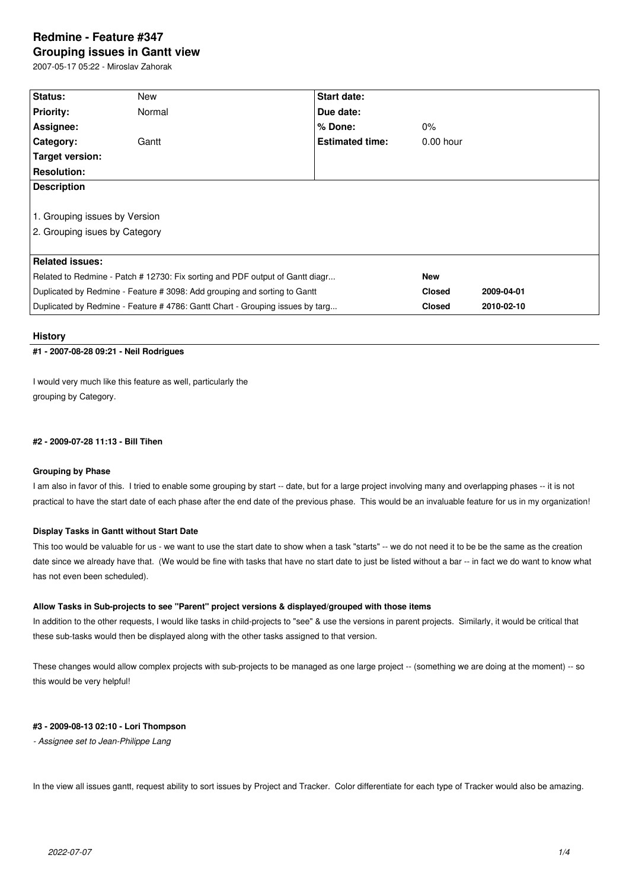# Redmine - Feature #347

## Grouping issues in Gantt view

2007-05-17 05:22 - Miroslav Zahorak

| **Status:** | New | **Start date:** | |
|---|---|---|---|
| **Priority:** | Normal | **Due date:** | |
| **Assignee:** | | **% Done:** | 0% |
| **Category:** | Gantt | **Estimated time:** | 0.00 hour |
| **Target version:** | | | |
| **Resolution:** | | | |

**Description**

1. Grouping issues by Version
2. Grouping isues by Category

**Related issues:**

| | | |
|---|---|---|
| Related to Redmine - Patch # 12730: Fix sorting and PDF output of Gantt diagr... | **New** | |
| Duplicated by Redmine - Feature # 3098: Add grouping and sorting to Gantt | **Closed** | **2009-04-01** |
| Duplicated by Redmine - Feature # 4786: Gantt Chart - Grouping issues by targ... | **Closed** | **2010-02-10** |

## History

### #1 - 2007-08-28 09:21 - Neil Rodrigues

I would very much like this feature as well, particularly the
grouping by Category.

### #2 - 2009-07-28 11:13 - Bill Tihen

**Grouping by Phase**

I am also in favor of this. I tried to enable some grouping by start -- date, but for a large project involving many and overlapping phases -- it is not practical to have the start date of each phase after the end date of the previous phase. This would be an invaluable feature for us in my organization!

**Display Tasks in Gantt without Start Date**

This too would be valuable for us - we want to use the start date to show when a task "starts" -- we do not need it to be be the same as the creation date since we already have that. (We would be fine with tasks that have no start date to just be listed without a bar -- in fact we do want to know what has not even been scheduled).

**Allow Tasks in Sub-projects to see "Parent" project versions & displayed/grouped with those items**

In addition to the other requests, I would like tasks in child-projects to "see" & use the versions in parent projects. Similarly, it would be critical that these sub-tasks would then be displayed along with the other tasks assigned to that version.

These changes would allow complex projects with sub-projects to be managed as one large project -- (something we are doing at the moment) -- so this would be very helpful!

### #3 - 2009-08-13 02:10 - Lori Thompson

*- Assignee set to Jean-Philippe Lang*

In the view all issues gantt, request ability to sort issues by Project and Tracker. Color differentiate for each type of Tracker would also be amazing.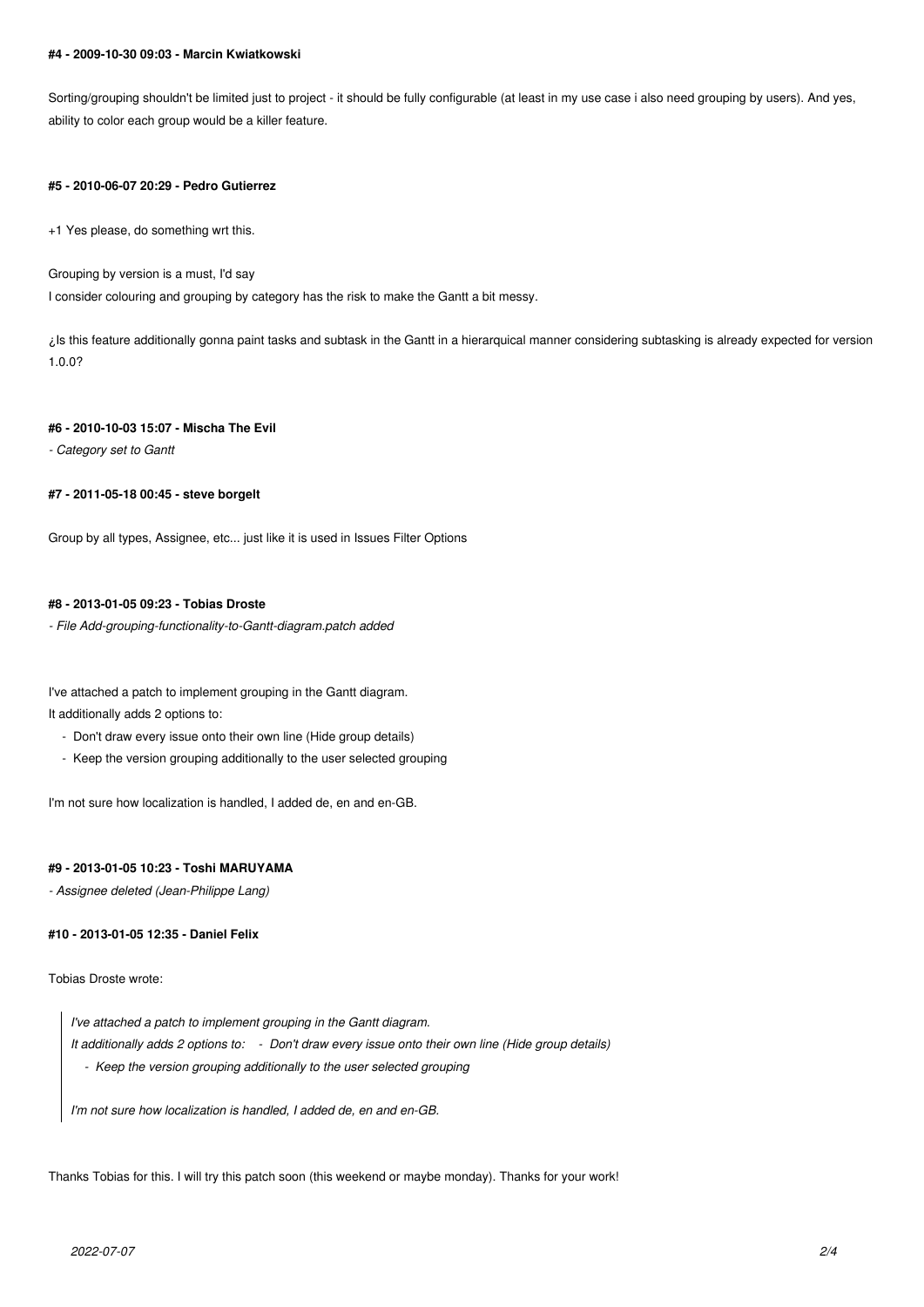#### #4 - 2009-10-30 09:03 - Marcin Kwiatkowski

Sorting/grouping shouldn't be limited just to project - it should be fully configurable (at least in my use case i also need grouping by users). And yes, ability to color each group would be a killer feature.

#### #5 - 2010-06-07 20:29 - Pedro Gutierrez

+1 Yes please, do something wrt this.

Grouping by version is a must, I'd say
I consider colouring and grouping by category has the risk to make the Gantt a bit messy.

¿Is this feature additionally gonna paint tasks and subtask in the Gantt in a hierarquical manner considering subtasking is already expected for version 1.0.0?

#### #6 - 2010-10-03 15:07 - Mischa The Evil

*- Category set to Gantt*

#### #7 - 2011-05-18 00:45 - steve borgelt

Group by all types, Assignee, etc... just like it is used in Issues Filter Options

#### #8 - 2013-01-05 09:23 - Tobias Droste

*- File Add-grouping-functionality-to-Gantt-diagram.patch added*

I've attached a patch to implement grouping in the Gantt diagram.
It additionally adds 2 options to:

- Don't draw every issue onto their own line (Hide group details)
- Keep the version grouping additionally to the user selected grouping

I'm not sure how localization is handled, I added de, en and en-GB.

#### #9 - 2013-01-05 10:23 - Toshi MARUYAMA

*- Assignee deleted (Jean-Philippe Lang)*

#### #10 - 2013-01-05 12:35 - Daniel Felix

Tobias Droste wrote:

> *I've attached a patch to implement grouping in the Gantt diagram.*
> *It additionally adds 2 options to: - Don't draw every issue onto their own line (Hide group details)*
> *- Keep the version grouping additionally to the user selected grouping*
>
> *I'm not sure how localization is handled, I added de, en and en-GB.*

Thanks Tobias for this. I will try this patch soon (this weekend or maybe monday). Thanks for your work!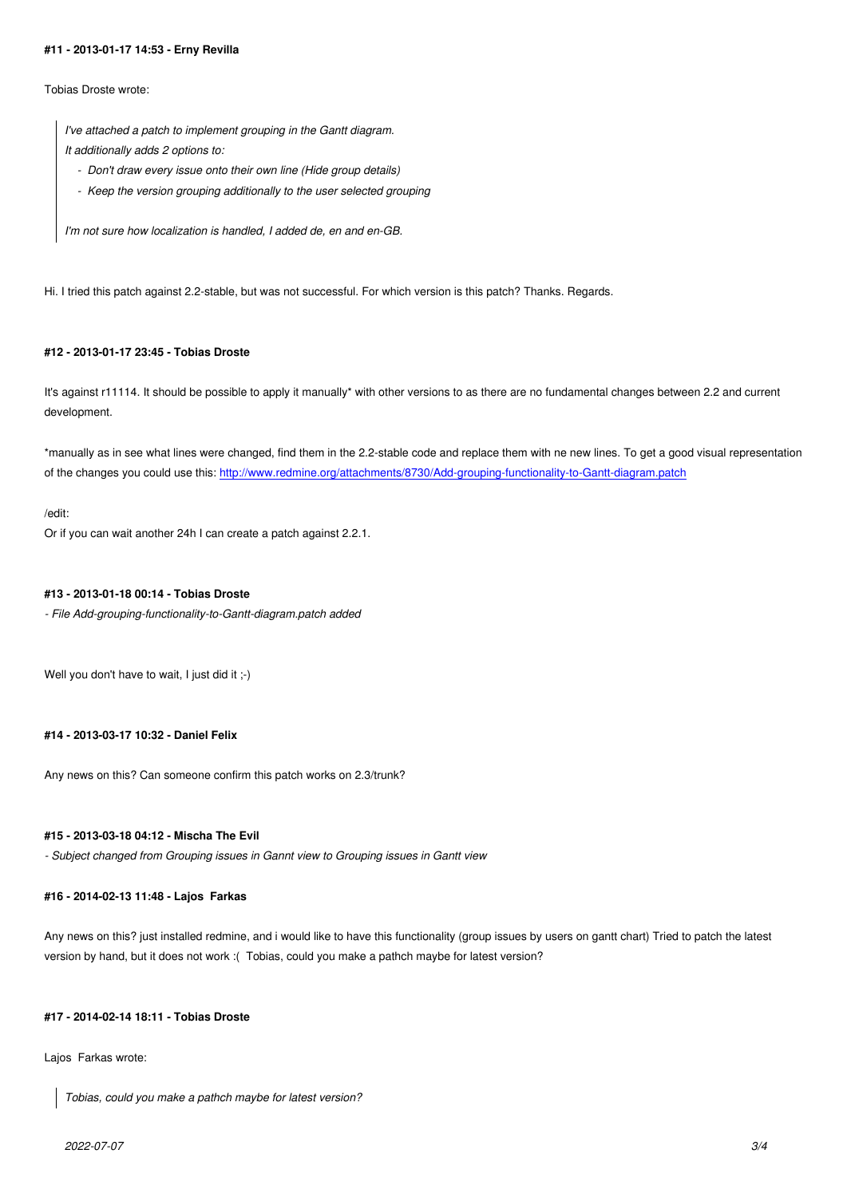#### #11 - 2013-01-17 14:53 - Erny Revilla

Tobias Droste wrote:

> *I've attached a patch to implement grouping in the Gantt diagram.*
> *It additionally adds 2 options to:*
> - *Don't draw every issue onto their own line (Hide group details)*
> - *Keep the version grouping additionally to the user selected grouping*
>
> *I'm not sure how localization is handled, I added de, en and en-GB.*

Hi. I tried this patch against 2.2-stable, but was not successful. For which version is this patch? Thanks. Regards.

#### #12 - 2013-01-17 23:45 - Tobias Droste

It's against r11114. It should be possible to apply it manually* with other versions to as there are no fundamental changes between 2.2 and current development.

*manually as in see what lines were changed, find them in the 2.2-stable code and replace them with ne new lines. To get a good visual representation of the changes you could use this: [http://www.redmine.org/attachments/8730/Add-grouping-functionality-to-Gantt-diagram.patch](http://www.redmine.org/attachments/8730/Add-grouping-functionality-to-Gantt-diagram.patch)

/edit:
Or if you can wait another 24h I can create a patch against 2.2.1.

#### #13 - 2013-01-18 00:14 - Tobias Droste

*- File Add-grouping-functionality-to-Gantt-diagram.patch added*

Well you don't have to wait, I just did it ;-)

#### #14 - 2013-03-17 10:32 - Daniel Felix

Any news on this? Can someone confirm this patch works on 2.3/trunk?

#### #15 - 2013-03-18 04:12 - Mischa The Evil

*- Subject changed from Grouping issues in Gannt view to Grouping issues in Gantt view*

#### #16 - 2014-02-13 11:48 - Lajos Farkas

Any news on this? just installed redmine, and i would like to have this functionality (group issues by users on gantt chart) Tried to patch the latest version by hand, but it does not work :( Tobias, could you make a pathch maybe for latest version?

#### #17 - 2014-02-14 18:11 - Tobias Droste

Lajos Farkas wrote:

> *Tobias, could you make a pathch maybe for latest version?*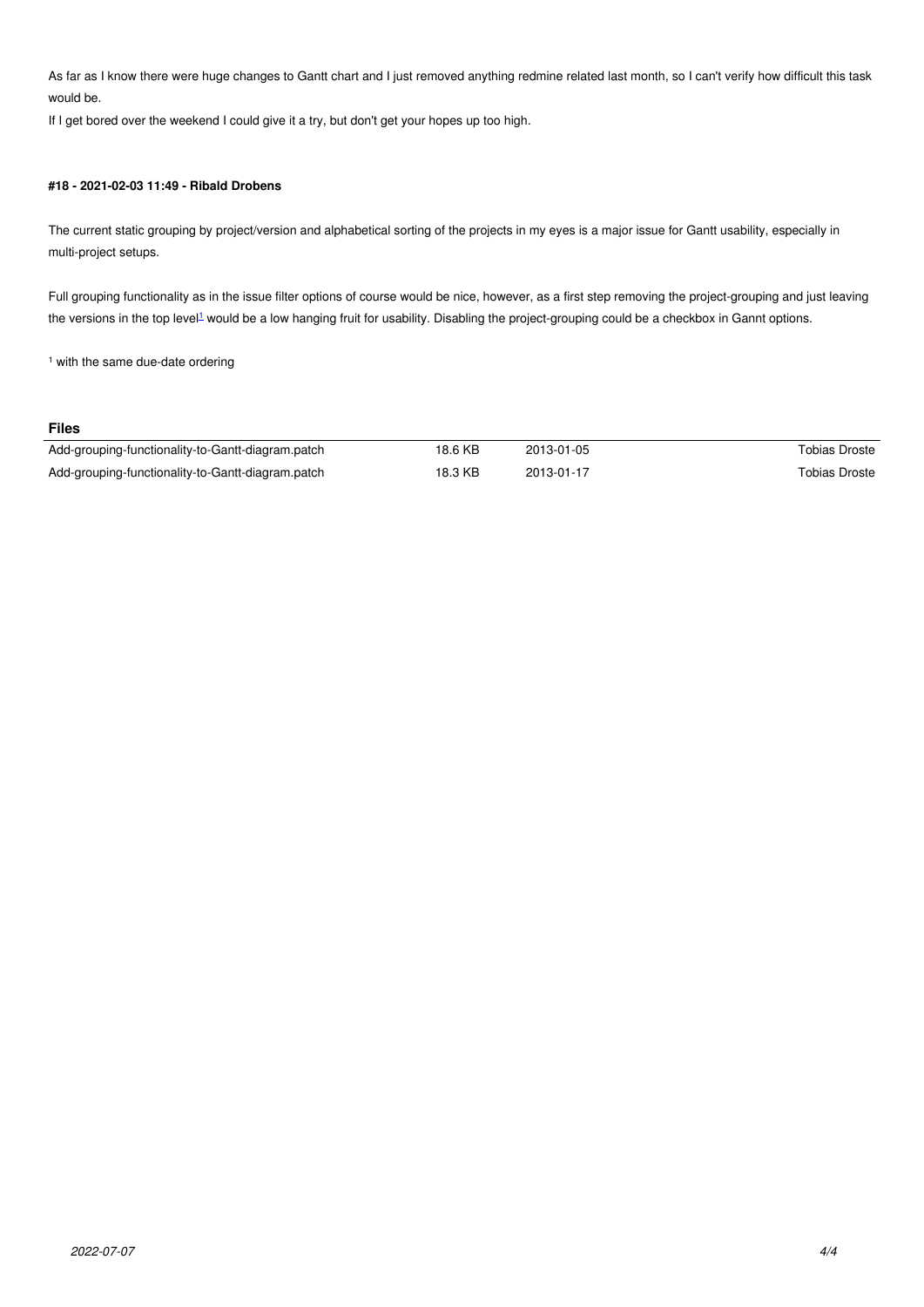As far as I know there were huge changes to Gantt chart and I just removed anything redmine related last month, so I can't verify how difficult this task would be.

If I get bored over the weekend I could give it a try, but don't get your hopes up too high.

#### #18 - 2021-02-03 11:49 - Ribald Drobens

The current static grouping by project/version and alphabetical sorting of the projects in my eyes is a major issue for Gantt usability, especially in multi-project setups.

Full grouping functionality as in the issue filter options of course would be nice, however, as a first step removing the project-grouping and just leaving the versions in the top level[1] would be a low hanging fruit for usability. Disabling the project-grouping could be a checkbox in Gannt options.

[1] with the same due-date ordering

### Files

| | | | |
|---|---|---|---|
| Add-grouping-functionality-to-Gantt-diagram.patch | 18.6 KB | 2013-01-05 | Tobias Droste |
| Add-grouping-functionality-to-Gantt-diagram.patch | 18.3 KB | 2013-01-17 | Tobias Droste |